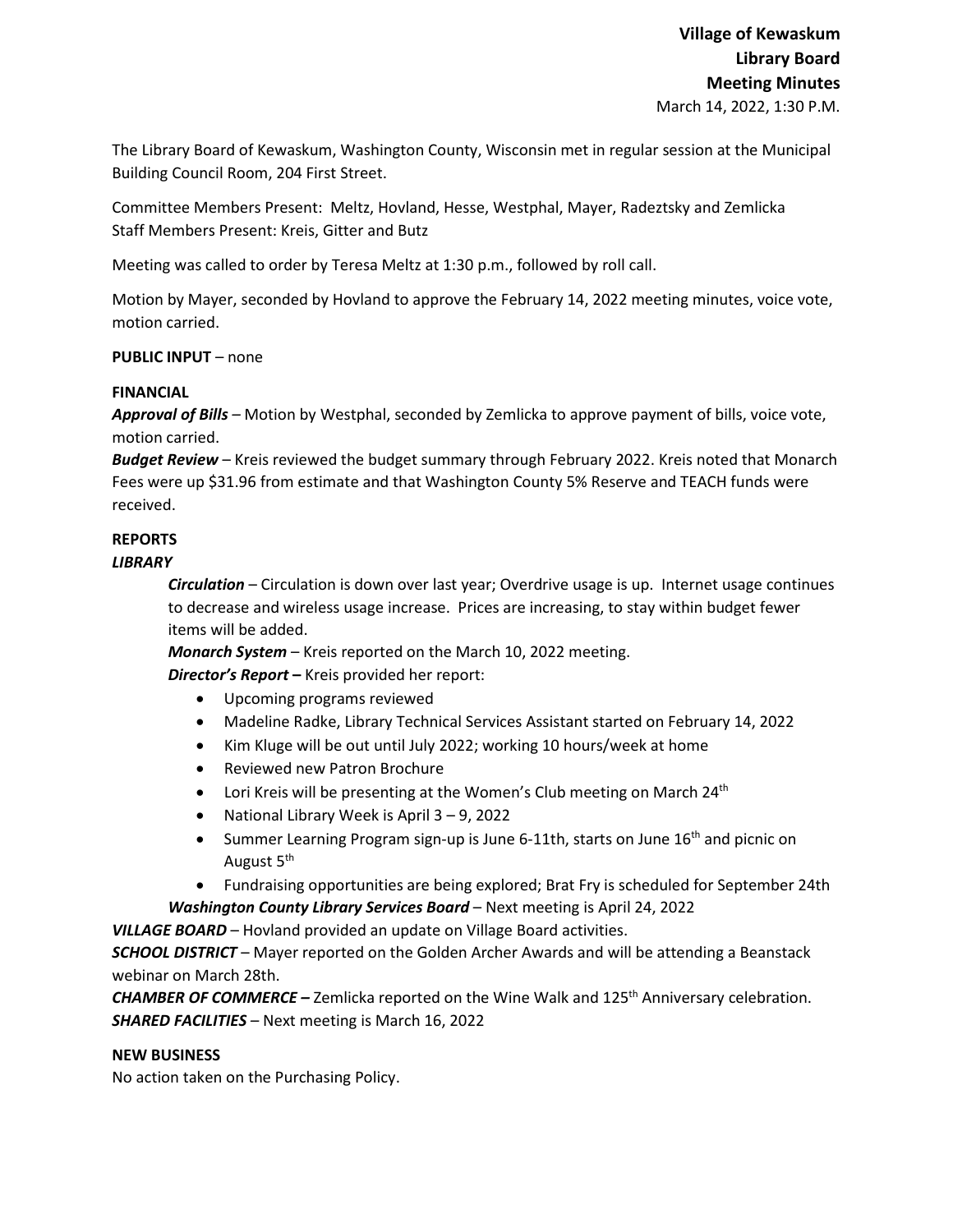**Village of Kewaskum**
**Library Board**
**Meeting Minutes**
March 14, 2022, 1:30 P.M.

The Library Board of Kewaskum, Washington County, Wisconsin met in regular session at the Municipal Building Council Room, 204 First Street.

Committee Members Present: Meltz, Hovland, Hesse, Westphal, Mayer, Radeztsky and Zemlicka
Staff Members Present: Kreis, Gitter and Butz

Meeting was called to order by Teresa Meltz at 1:30 p.m., followed by roll call.

Motion by Mayer, seconded by Hovland to approve the February 14, 2022 meeting minutes, voice vote, motion carried.

**PUBLIC INPUT** – none

**FINANCIAL**
***Approval of Bills*** – Motion by Westphal, seconded by Zemlicka to approve payment of bills, voice vote, motion carried.
***Budget Review*** – Kreis reviewed the budget summary through February 2022. Kreis noted that Monarch Fees were up $31.96 from estimate and that Washington County 5% Reserve and TEACH funds were received.

**REPORTS**
***LIBRARY***

***Circulation*** – Circulation is down over last year; Overdrive usage is up. Internet usage continues to decrease and wireless usage increase. Prices are increasing, to stay within budget fewer items will be added.
***Monarch System*** – Kreis reported on the March 10, 2022 meeting.
***Director's Report –*** Kreis provided her report:

- Upcoming programs reviewed
- Madeline Radke, Library Technical Services Assistant started on February 14, 2022
- Kim Kluge will be out until July 2022; working 10 hours/week at home
- Reviewed new Patron Brochure
- Lori Kreis will be presenting at the Women's Club meeting on March 24th
- National Library Week is April 3 – 9, 2022
- Summer Learning Program sign-up is June 6-11th, starts on June 16th and picnic on August 5th
- Fundraising opportunities are being explored; Brat Fry is scheduled for September 24th

***Washington County Library Services Board*** – Next meeting is April 24, 2022

***VILLAGE BOARD*** – Hovland provided an update on Village Board activities.
***SCHOOL DISTRICT*** – Mayer reported on the Golden Archer Awards and will be attending a Beanstack webinar on March 28th.
***CHAMBER OF COMMERCE –*** Zemlicka reported on the Wine Walk and 125th Anniversary celebration.
***SHARED FACILITIES*** – Next meeting is March 16, 2022

**NEW BUSINESS**
No action taken on the Purchasing Policy.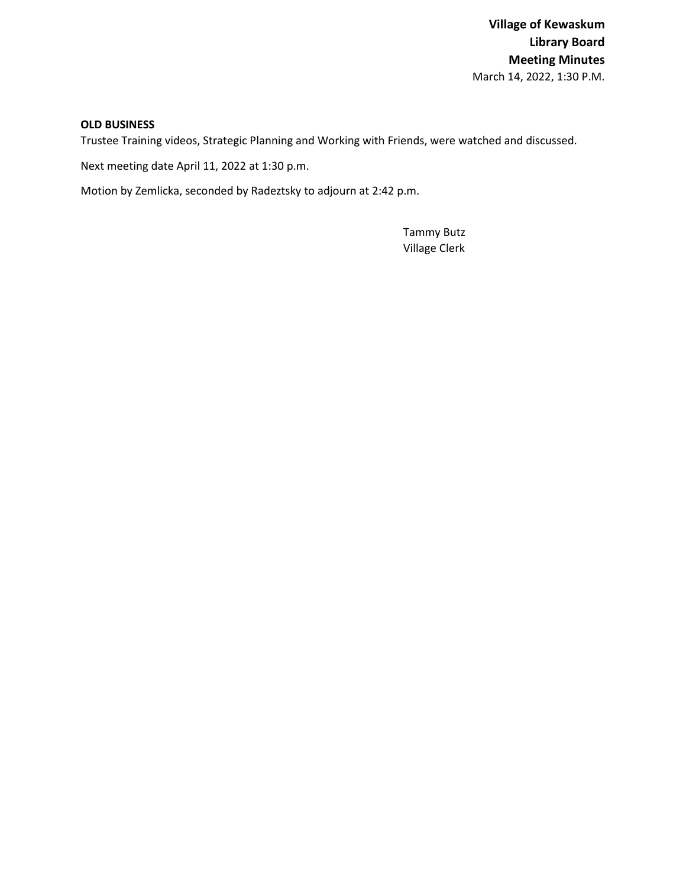**OLD BUSINESS**

Trustee Training videos, Strategic Planning and Working with Friends, were watched and discussed.

Next meeting date April 11, 2022 at 1:30 p.m.

Motion by Zemlicka, seconded by Radeztsky to adjourn at 2:42 p.m.

Tammy Butz
Village Clerk